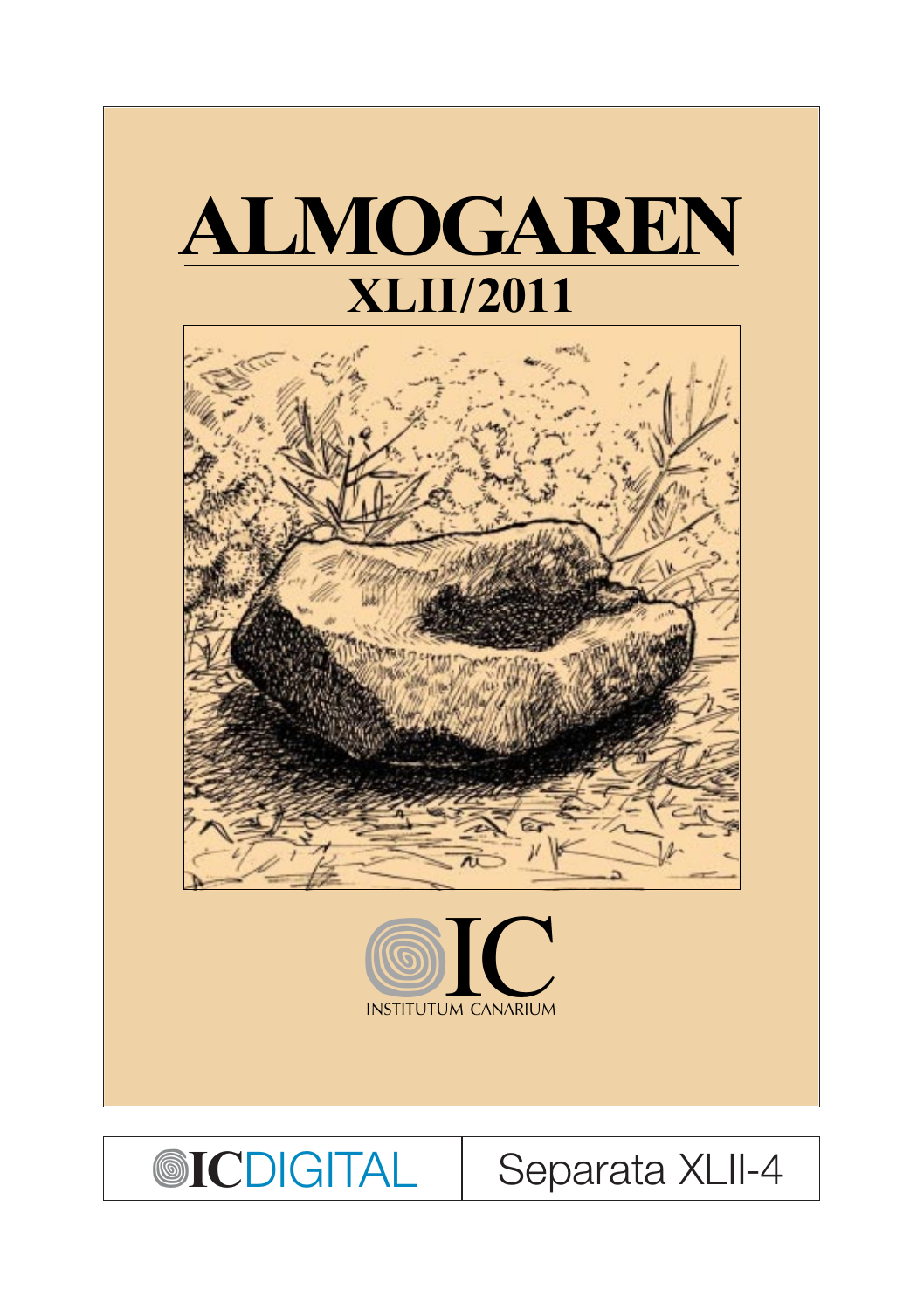# ALMOGAREN

## XLII/2011

IC

INSTITUTUM CANARIUM

ICDIGITAL

Separata XLII-4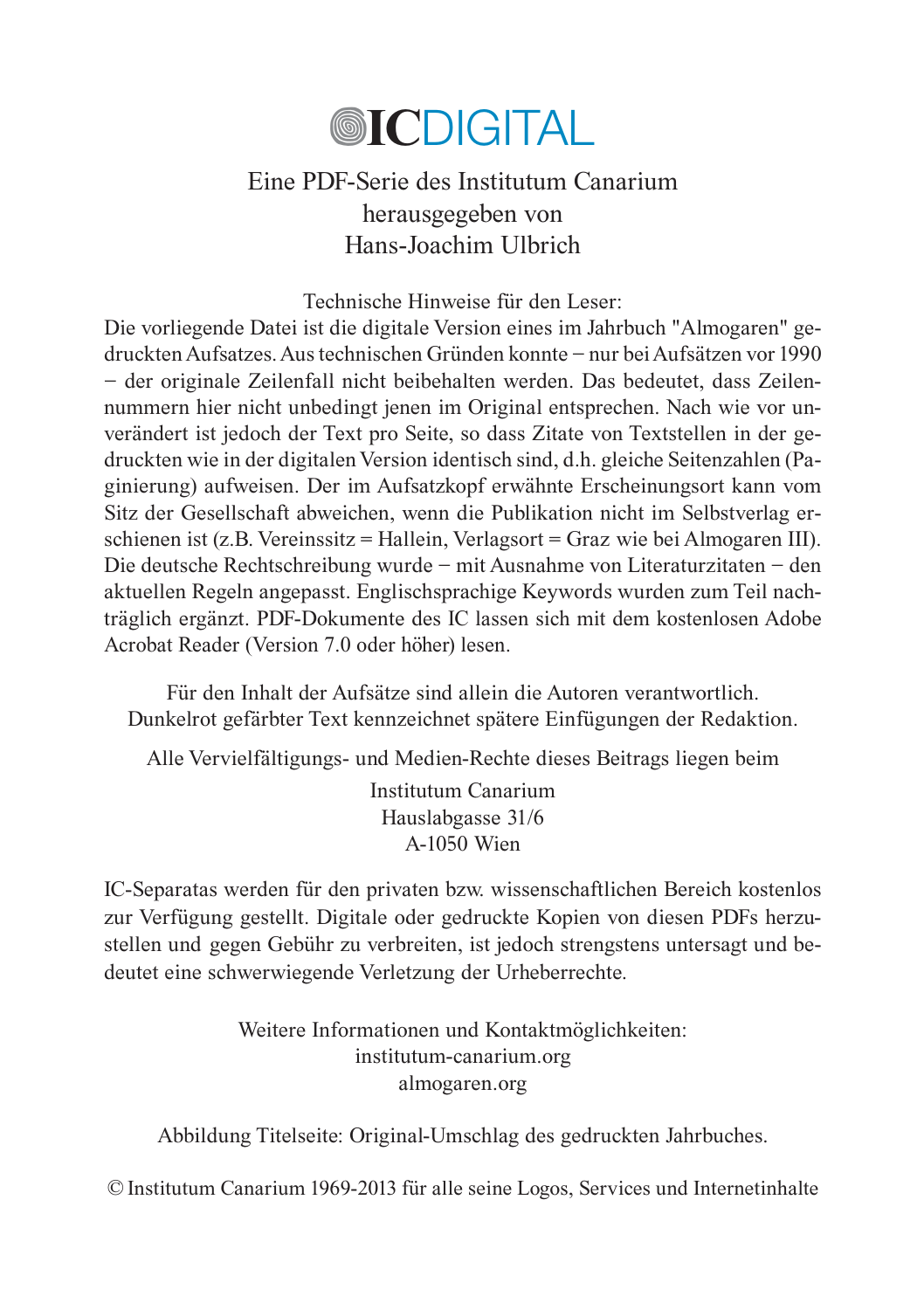# ICDIGITAL

Eine PDF-Serie des Institutum Canarium
herausgegeben von
Hans-Joachim Ulbrich

Technische Hinweise für den Leser:

Die vorliegende Datei ist die digitale Version eines im Jahrbuch "Almogaren" gedruckten Aufsatzes. Aus technischen Gründen konnte − nur bei Aufsätzen vor 1990 − der originale Zeilenfall nicht beibehalten werden. Das bedeutet, dass Zeilennummern hier nicht unbedingt jenen im Original entsprechen. Nach wie vor unverändert ist jedoch der Text pro Seite, so dass Zitate von Textstellen in der gedruckten wie in der digitalen Version identisch sind, d.h. gleiche Seitenzahlen (Paginierung) aufweisen. Der im Aufsatzkopf erwähnte Erscheinungsort kann vom Sitz der Gesellschaft abweichen, wenn die Publikation nicht im Selbstverlag erschienen ist (z.B. Vereinssitz = Hallein, Verlagsort = Graz wie bei Almogaren III). Die deutsche Rechtschreibung wurde − mit Ausnahme von Literaturzitaten − den aktuellen Regeln angepasst. Englischsprachige Keywords wurden zum Teil nachträglich ergänzt. PDF-Dokumente des IC lassen sich mit dem kostenlosen Adobe Acrobat Reader (Version 7.0 oder höher) lesen.

Für den Inhalt der Aufsätze sind allein die Autoren verantwortlich.
Dunkelrot gefärbter Text kennzeichnet spätere Einfügungen der Redaktion.

Alle Vervielfältigungs- und Medien-Rechte dieses Beitrags liegen beim

Institutum Canarium
Hauslabgasse 31/6
A-1050 Wien

IC-Separatas werden für den privaten bzw. wissenschaftlichen Bereich kostenlos zur Verfügung gestellt. Digitale oder gedruckte Kopien von diesen PDFs herzustellen und gegen Gebühr zu verbreiten, ist jedoch strengstens untersagt und bedeutet eine schwerwiegende Verletzung der Urheberrechte.

Weitere Informationen und Kontaktmöglichkeiten:
institutum-canarium.org
almogaren.org

Abbildung Titelseite: Original-Umschlag des gedruckten Jahrbuches.

© Institutum Canarium 1969-2013 für alle seine Logos, Services und Internetinhalte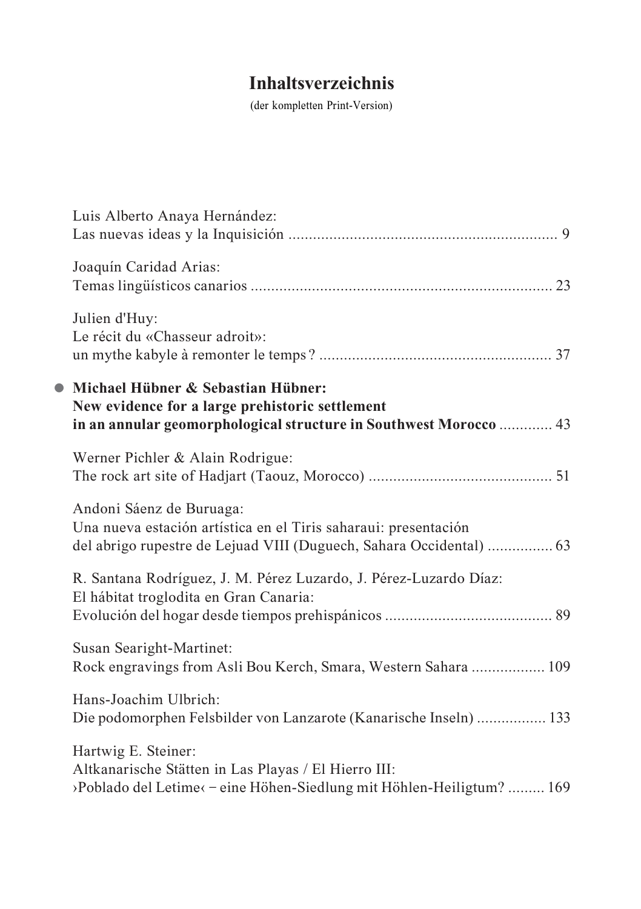# Inhaltsverzeichnis

(der kompletten Print-Version)

Luis Alberto Anaya Hernández:
Las nuevas ideas y la Inquisición ................................................................. 9

Joaquín Caridad Arias:
Temas lingüísticos canarios ......................................................................... 23

Julien d'Huy:
Le récit du «Chasseur adroit»:
un mythe kabyle à remonter le temps? ........................................................ 37

● **Michael Hübner & Sebastian Hübner:**
**New evidence for a large prehistoric settlement**
**in an annular geomorphological structure in Southwest Morocco** ............. 43

Werner Pichler & Alain Rodrigue:
The rock art site of Hadjart (Taouz, Morocco) ............................................ 51

Andoni Sáenz de Buruaga:
Una nueva estación artística en el Tiris saharaui: presentación
del abrigo rupestre de Lejuad VIII (Duguech, Sahara Occidental) ................ 63

R. Santana Rodríguez, J. M. Pérez Luzardo, J. Pérez-Luzardo Díaz:
El hábitat troglodita en Gran Canaria:
Evolución del hogar desde tiempos prehispánicos ........................................ 89

Susan Searight-Martinet:
Rock engravings from Asli Bou Kerch, Smara, Western Sahara .................. 109

Hans-Joachim Ulbrich:
Die podomorphen Felsbilder von Lanzarote (Kanarische Inseln) ................. 133

Hartwig E. Steiner:
Altkanarische Stätten in Las Playas / El Hierro III:
›Poblado del Letime‹ – eine Höhen-Siedlung mit Höhlen-Heiligtum? ......... 169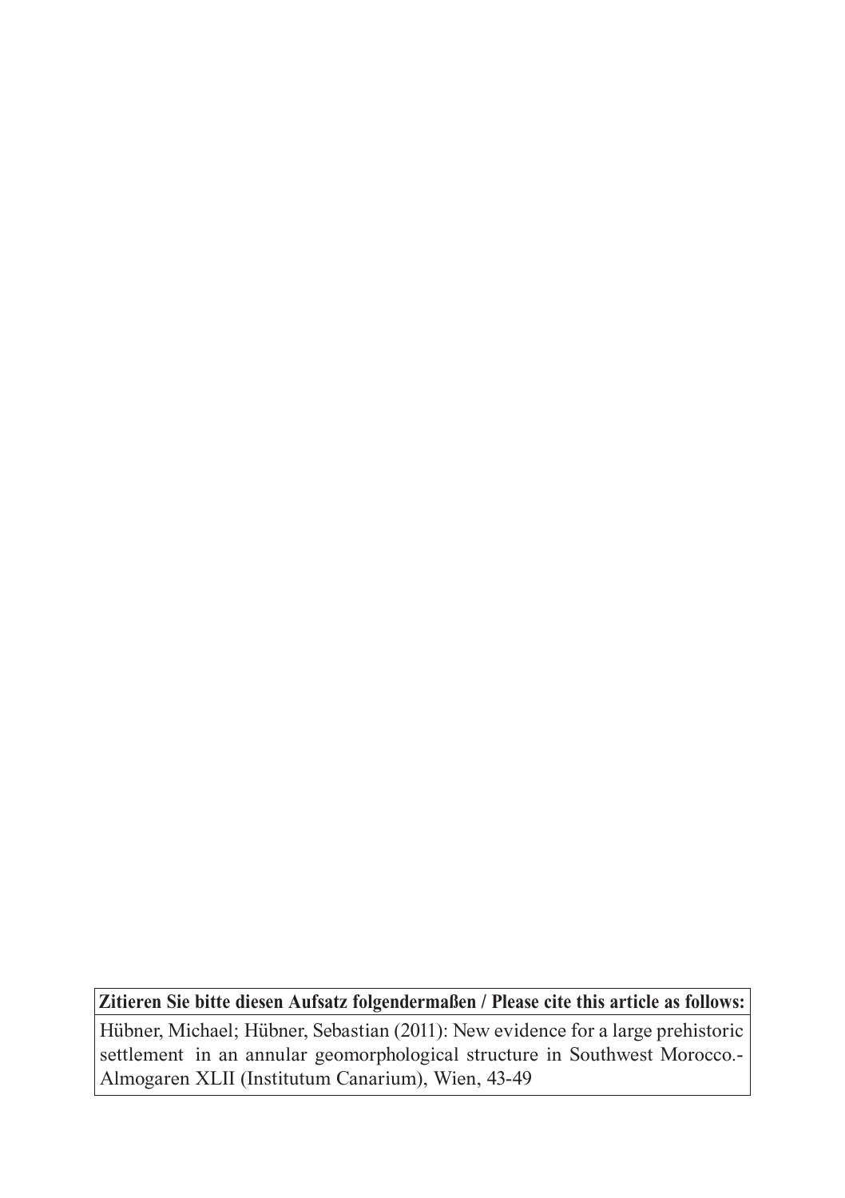**Zitieren Sie bitte diesen Aufsatz folgendermaßen / Please cite this article as follows:**

Hübner, Michael; Hübner, Sebastian (2011): New evidence for a large prehistoric settlement in an annular geomorphological structure in Southwest Morocco.- Almogaren XLII (Institutum Canarium), Wien, 43-49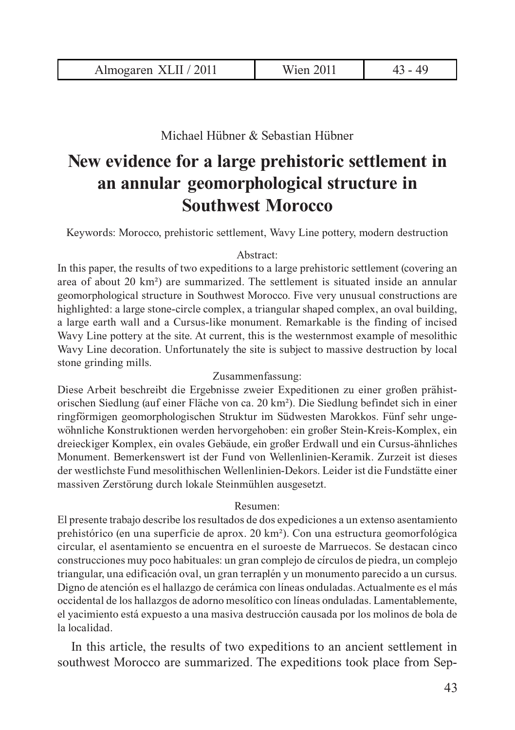Michael Hübner & Sebastian Hübner

# New evidence for a large prehistoric settlement in an annular geomorphological structure in Southwest Morocco

Keywords: Morocco, prehistoric settlement, Wavy Line pottery, modern destruction

Abstract:

In this paper, the results of two expeditions to a large prehistoric settlement (covering an area of about 20 km²) are summarized. The settlement is situated inside an annular geomorphological structure in Southwest Morocco. Five very unusual constructions are highlighted: a large stone-circle complex, a triangular shaped complex, an oval building, a large earth wall and a Cursus-like monument. Remarkable is the finding of incised Wavy Line pottery at the site. At current, this is the westernmost example of mesolithic Wavy Line decoration. Unfortunately the site is subject to massive destruction by local stone grinding mills.

Zusammenfassung:

Diese Arbeit beschreibt die Ergebnisse zweier Expeditionen zu einer großen prähistorischen Siedlung (auf einer Fläche von ca. 20 km²). Die Siedlung befindet sich in einer ringförmigen geomorphologischen Struktur im Südwesten Marokkos. Fünf sehr ungewöhnliche Konstruktionen werden hervorgehoben: ein großer Stein-Kreis-Komplex, ein dreieckiger Komplex, ein ovales Gebäude, ein großer Erdwall und ein Cursus-ähnliches Monument. Bemerkenswert ist der Fund von Wellenlinien-Keramik. Zurzeit ist dieses der westlichste Fund mesolithischen Wellenlinien-Dekors. Leider ist die Fundstätte einer massiven Zerstörung durch lokale Steinmühlen ausgesetzt.

Resumen:

El presente trabajo describe los resultados de dos expediciones a un extenso asentamiento prehistórico (en una superficie de aprox. 20 km²). Con una estructura geomorfológica circular, el asentamiento se encuentra en el suroeste de Marruecos. Se destacan cinco construcciones muy poco habituales: un gran complejo de círculos de piedra, un complejo triangular, una edificación oval, un gran terraplén y un monumento parecido a un cursus. Digno de atención es el hallazgo de cerámica con líneas onduladas. Actualmente es el más occidental de los hallazgos de adorno mesolítico con líneas onduladas. Lamentablemente, el yacimiento está expuesto a una masiva destrucción causada por los molinos de bola de la localidad.

In this article, the results of two expeditions to an ancient settlement in southwest Morocco are summarized. The expeditions took place from Sep-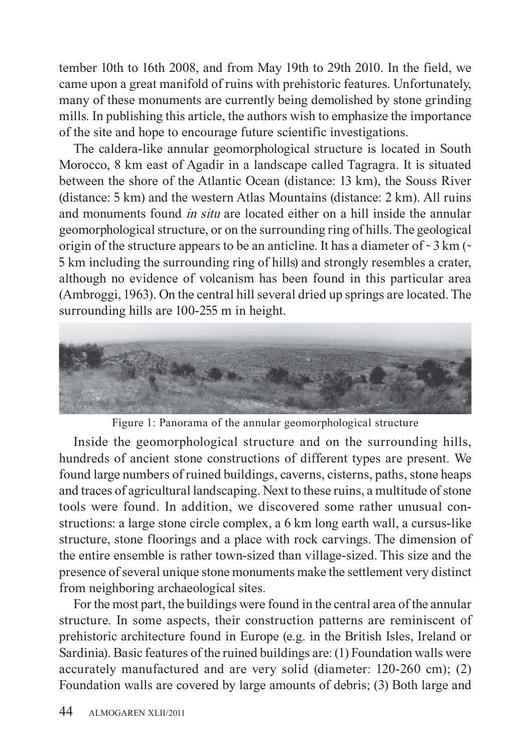tember 10th to 16th 2008, and from May 19th to 29th 2010. In the field, we came upon a great manifold of ruins with prehistoric features. Unfortunately, many of these monuments are currently being demolished by stone grinding mills. In publishing this article, the authors wish to emphasize the importance of the site and hope to encourage future scientific investigations.

The caldera-like annular geomorphological structure is located in South Morocco, 8 km east of Agadir in a landscape called Tagragra. It is situated between the shore of the Atlantic Ocean (distance: 13 km), the Souss River (distance: 5 km) and the western Atlas Mountains (distance: 2 km). All ruins and monuments found *in situ* are located either on a hill inside the annular geomorphological structure, or on the surrounding ring of hills. The geological origin of the structure appears to be an anticline. It has a diameter of ~ 3 km (~ 5 km including the surrounding ring of hills) and strongly resembles a crater, although no evidence of volcanism has been found in this particular area (Ambroggi, 1963). On the central hill several dried up springs are located. The surrounding hills are 100-255 m in height.

Figure 1: Panorama of the annular geomorphological structure

Inside the geomorphological structure and on the surrounding hills, hundreds of ancient stone constructions of different types are present. We found large numbers of ruined buildings, caverns, cisterns, paths, stone heaps and traces of agricultural landscaping. Next to these ruins, a multitude of stone tools were found. In addition, we discovered some rather unusual constructions: a large stone circle complex, a 6 km long earth wall, a cursus-like structure, stone floorings and a place with rock carvings. The dimension of the entire ensemble is rather town-sized than village-sized. This size and the presence of several unique stone monuments make the settlement very distinct from neighboring archaeological sites.

For the most part, the buildings were found in the central area of the annular structure. In some aspects, their construction patterns are reminiscent of prehistoric architecture found in Europe (e.g. in the British Isles, Ireland or Sardinia). Basic features of the ruined buildings are: (1) Foundation walls were accurately manufactured and are very solid (diameter: 120-260 cm); (2) Foundation walls are covered by large amounts of debris; (3) Both large and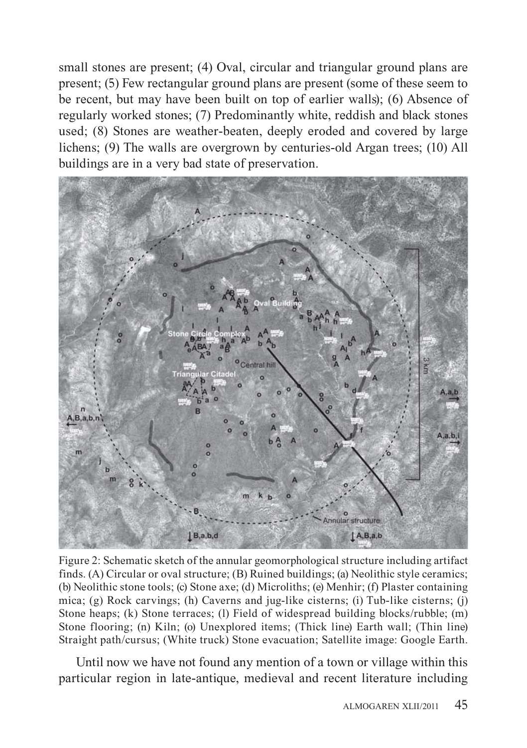small stones are present; (4) Oval, circular and triangular ground plans are present; (5) Few rectangular ground plans are present (some of these seem to be recent, but may have been built on top of earlier walls); (6) Absence of regularly worked stones; (7) Predominantly white, reddish and black stones used; (8) Stones are weather-beaten, deeply eroded and covered by large lichens; (9) The walls are overgrown by centuries-old Argan trees; (10) All buildings are in a very bad state of preservation.

Figure 2: Schematic sketch of the annular geomorphological structure including artifact finds. (A) Circular or oval structure; (B) Ruined buildings; (a) Neolithic style ceramics; (b) Neolithic stone tools; (c) Stone axe; (d) Microliths; (e) Menhir; (f) Plaster containing mica; (g) Rock carvings; (h) Caverns and jug-like cisterns; (i) Tub-like cisterns; (j) Stone heaps; (k) Stone terraces; (l) Field of widespread building blocks/rubble; (m) Stone flooring; (n) Kiln; (o) Unexplored items; (Thick line) Earth wall; (Thin line) Straight path/cursus; (White truck) Stone evacuation; Satellite image: Google Earth.

Until now we have not found any mention of a town or village within this particular region in late-antique, medieval and recent literature including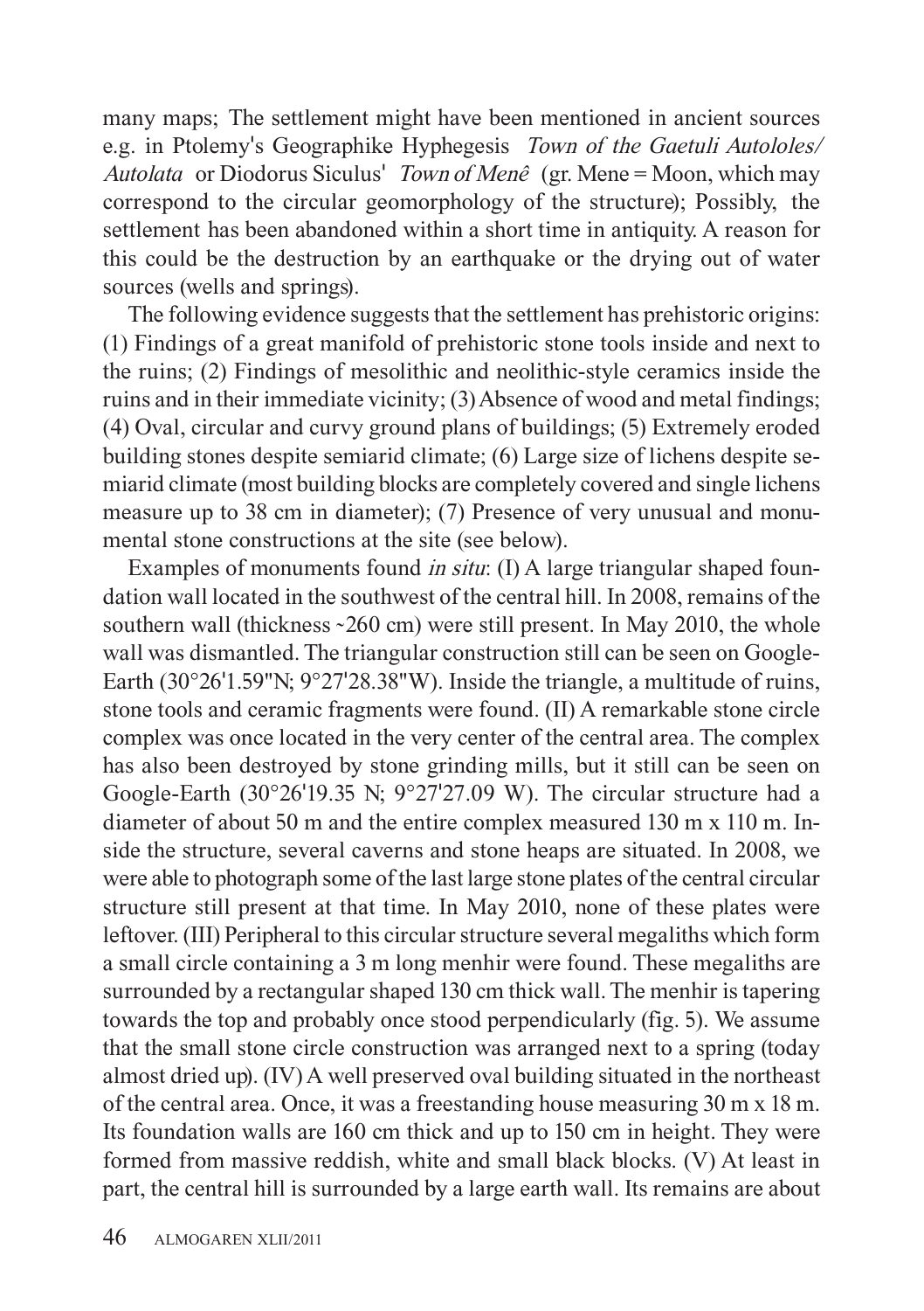many maps; The settlement might have been mentioned in ancient sources e.g. in Ptolemy's Geographike Hyphegesis *Town of the Gaetuli Autololes/ Autolata* or Diodorus Siculus' *Town of Menê* (gr. Mene = Moon, which may correspond to the circular geomorphology of the structure); Possibly, the settlement has been abandoned within a short time in antiquity. A reason for this could be the destruction by an earthquake or the drying out of water sources (wells and springs).

The following evidence suggests that the settlement has prehistoric origins: (1) Findings of a great manifold of prehistoric stone tools inside and next to the ruins; (2) Findings of mesolithic and neolithic-style ceramics inside the ruins and in their immediate vicinity; (3) Absence of wood and metal findings; (4) Oval, circular and curvy ground plans of buildings; (5) Extremely eroded building stones despite semiarid climate; (6) Large size of lichens despite semiarid climate (most building blocks are completely covered and single lichens measure up to 38 cm in diameter); (7) Presence of very unusual and monumental stone constructions at the site (see below).

Examples of monuments found *in situ*: (I) A large triangular shaped foundation wall located in the southwest of the central hill. In 2008, remains of the southern wall (thickness ~260 cm) were still present. In May 2010, the whole wall was dismantled. The triangular construction still can be seen on Google-Earth (30°26'1.59"N; 9°27'28.38"W). Inside the triangle, a multitude of ruins, stone tools and ceramic fragments were found. (II) A remarkable stone circle complex was once located in the very center of the central area. The complex has also been destroyed by stone grinding mills, but it still can be seen on Google-Earth (30°26'19.35 N; 9°27'27.09 W). The circular structure had a diameter of about 50 m and the entire complex measured 130 m x 110 m. Inside the structure, several caverns and stone heaps are situated. In 2008, we were able to photograph some of the last large stone plates of the central circular structure still present at that time. In May 2010, none of these plates were leftover. (III) Peripheral to this circular structure several megaliths which form a small circle containing a 3 m long menhir were found. These megaliths are surrounded by a rectangular shaped 130 cm thick wall. The menhir is tapering towards the top and probably once stood perpendicularly (fig. 5). We assume that the small stone circle construction was arranged next to a spring (today almost dried up). (IV) A well preserved oval building situated in the northeast of the central area. Once, it was a freestanding house measuring 30 m x 18 m. Its foundation walls are 160 cm thick and up to 150 cm in height. They were formed from massive reddish, white and small black blocks. (V) At least in part, the central hill is surrounded by a large earth wall. Its remains are about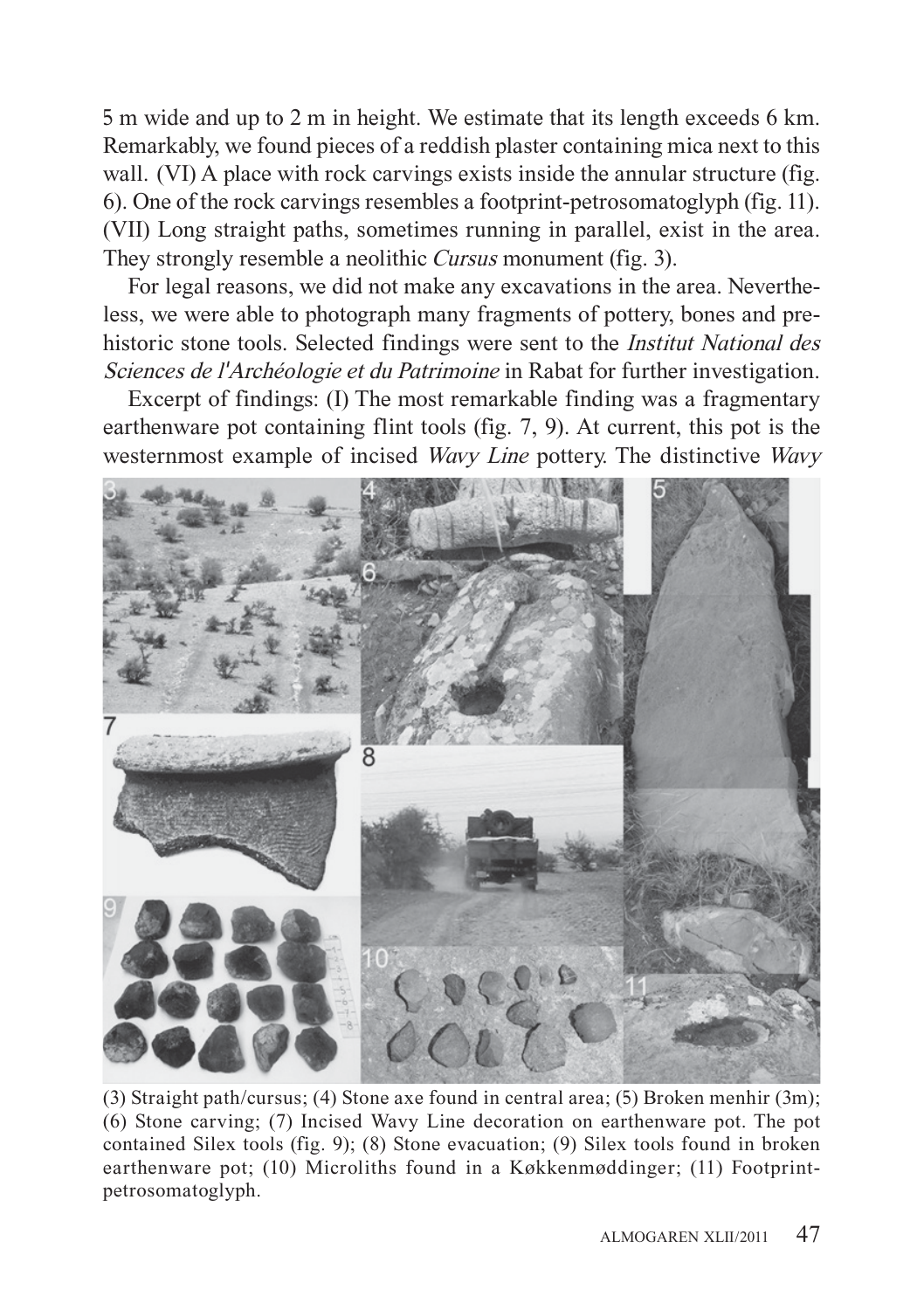5 m wide and up to 2 m in height. We estimate that its length exceeds 6 km. Remarkably, we found pieces of a reddish plaster containing mica next to this wall. (VI) A place with rock carvings exists inside the annular structure (fig. 6). One of the rock carvings resembles a footprint-petrosomatoglyph (fig. 11). (VII) Long straight paths, sometimes running in parallel, exist in the area. They strongly resemble a neolithic *Cursus* monument (fig. 3).

For legal reasons, we did not make any excavations in the area. Nevertheless, we were able to photograph many fragments of pottery, bones and prehistoric stone tools. Selected findings were sent to the *Institut National des Sciences de l'Archéologie et du Patrimoine* in Rabat for further investigation.

Excerpt of findings: (I) The most remarkable finding was a fragmentary earthenware pot containing flint tools (fig. 7, 9). At current, this pot is the westernmost example of incised *Wavy Line* pottery. The distinctive *Wavy*

(3) Straight path/cursus; (4) Stone axe found in central area; (5) Broken menhir (3m); (6) Stone carving; (7) Incised Wavy Line decoration on earthenware pot. The pot contained Silex tools (fig. 9); (8) Stone evacuation; (9) Silex tools found in broken earthenware pot; (10) Microliths found in a Køkkenmøddinger; (11) Footprint-petrosomatoglyph.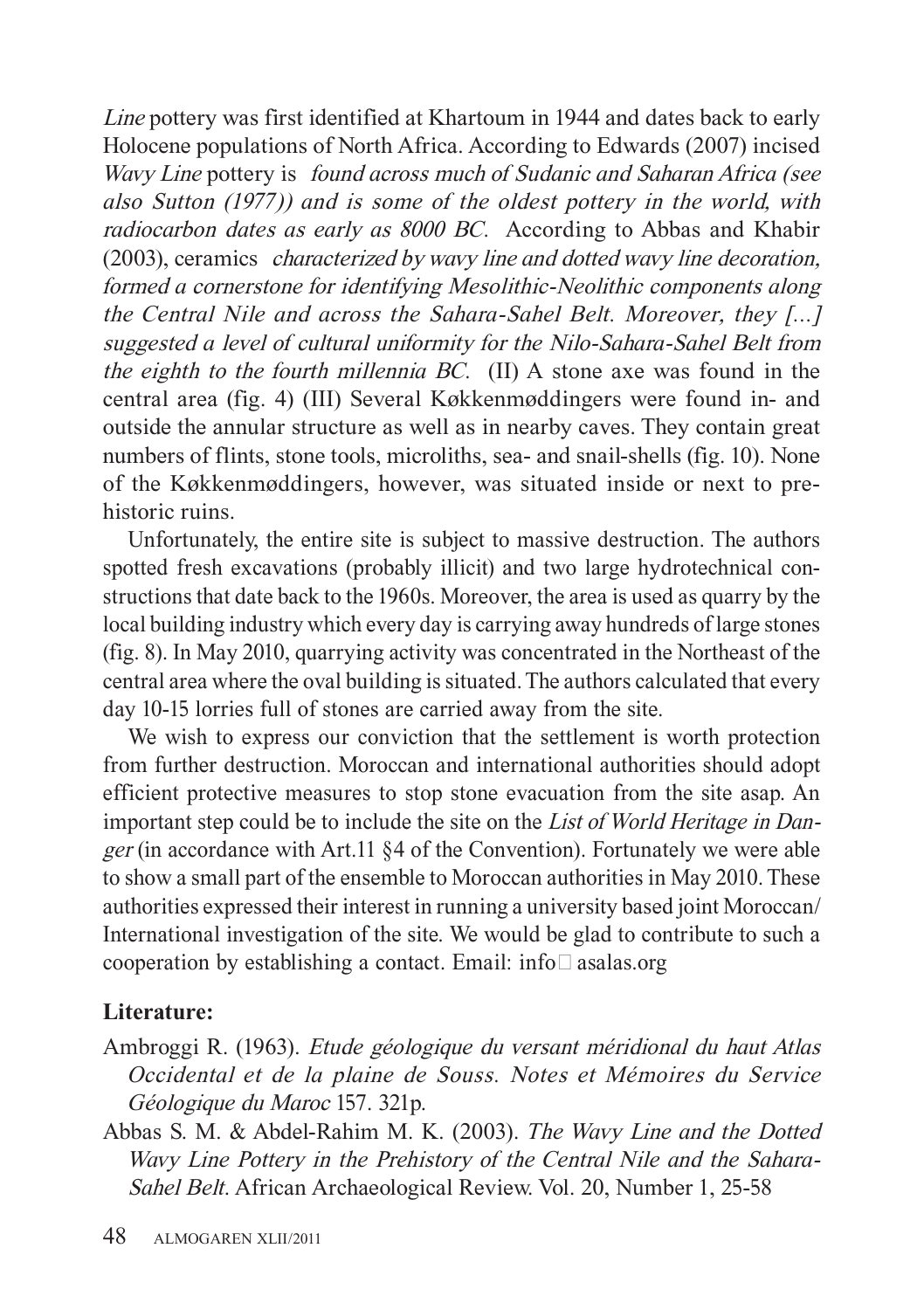*Line* pottery was first identified at Khartoum in 1944 and dates back to early Holocene populations of North Africa. According to Edwards (2007) incised *Wavy Line* pottery is *found across much of Sudanic and Saharan Africa (see also Sutton (1977)) and is some of the oldest pottery in the world, with radiocarbon dates as early as 8000 BC*. According to Abbas and Khabir (2003), ceramics *characterized by wavy line and dotted wavy line decoration, formed a cornerstone for identifying Mesolithic-Neolithic components along the Central Nile and across the Sahara-Sahel Belt. Moreover, they [...] suggested a level of cultural uniformity for the Nilo-Sahara-Sahel Belt from the eighth to the fourth millennia BC*. (II) A stone axe was found in the central area (fig. 4) (III) Several Køkkenmøddingers were found in- and outside the annular structure as well as in nearby caves. They contain great numbers of flints, stone tools, microliths, sea- and snail-shells (fig. 10). None of the Køkkenmøddingers, however, was situated inside or next to prehistoric ruins.

Unfortunately, the entire site is subject to massive destruction. The authors spotted fresh excavations (probably illicit) and two large hydrotechnical constructions that date back to the 1960s. Moreover, the area is used as quarry by the local building industry which every day is carrying away hundreds of large stones (fig. 8). In May 2010, quarrying activity was concentrated in the Northeast of the central area where the oval building is situated. The authors calculated that every day 10-15 lorries full of stones are carried away from the site.

We wish to express our conviction that the settlement is worth protection from further destruction. Moroccan and international authorities should adopt efficient protective measures to stop stone evacuation from the site asap. An important step could be to include the site on the *List of World Heritage in Danger* (in accordance with Art.11 §4 of the Convention). Fortunately we were able to show a small part of the ensemble to Moroccan authorities in May 2010. These authorities expressed their interest in running a university based joint Moroccan/International investigation of the site. We would be glad to contribute to such a cooperation by establishing a contact. Email: info□asalas.org

## Literature:

Ambroggi R. (1963). *Etude géologique du versant méridional du haut Atlas Occidental et de la plaine de Souss. Notes et Mémoires du Service Géologique du Maroc* 157. 321p.

Abbas S. M. & Abdel-Rahim M. K. (2003). *The Wavy Line and the Dotted Wavy Line Pottery in the Prehistory of the Central Nile and the Sahara-Sahel Belt*. African Archaeological Review. Vol. 20, Number 1, 25-58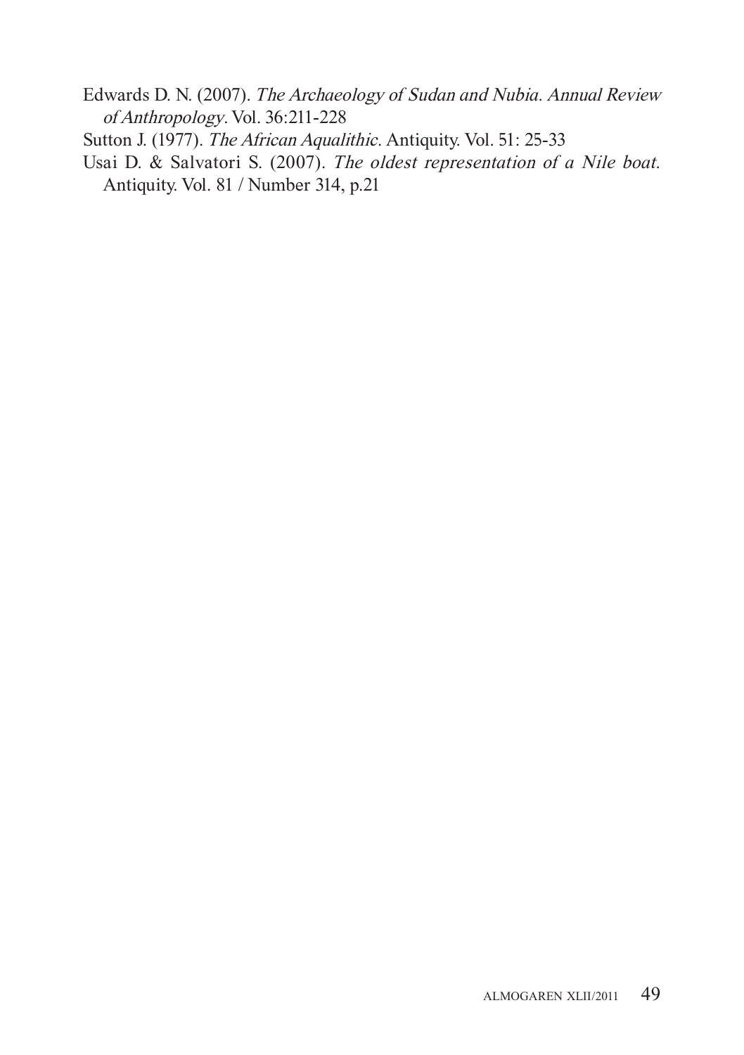Edwards D. N. (2007). *The Archaeology of Sudan and Nubia. Annual Review of Anthropology*. Vol. 36:211-228

Sutton J. (1977). *The African Aqualithic*. Antiquity. Vol. 51: 25-33

Usai D. & Salvatori S. (2007). *The oldest representation of a Nile boat.* Antiquity. Vol. 81 / Number 314, p.21